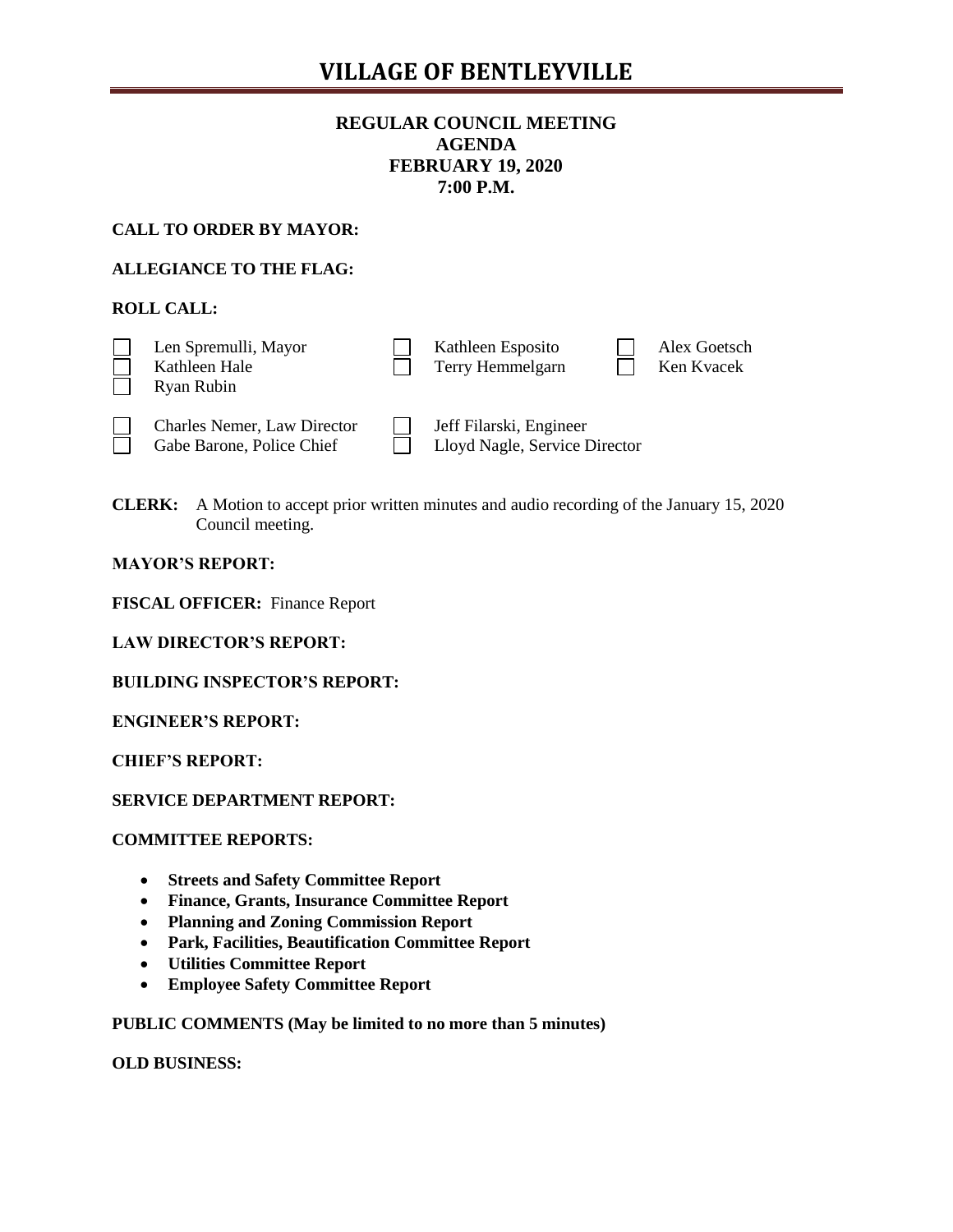# VILLAGE OF BENTLEYVILLE

**REGULAR COUNCIL MEETING**
**AGENDA**
**FEBRUARY 19, 2020**
**7:00 P.M.**

**CALL TO ORDER BY MAYOR:**

**ALLEGIANCE TO THE FLAG:**

**ROLL CALL:**

- ☐ Len Spremulli, Mayor
- ☐ Kathleen Hale
- ☐ Ryan Rubin
- ☐ Kathleen Esposito
- ☐ Terry Hemmelgarn
- ☐ Alex Goetsch
- ☐ Ken Kvacek

- ☐ Charles Nemer, Law Director
- ☐ Gabe Barone, Police Chief
- ☐ Jeff Filarski, Engineer
- ☐ Lloyd Nagle, Service Director

**CLERK:** A Motion to accept prior written minutes and audio recording of the January 15, 2020 Council meeting.

**MAYOR'S REPORT:**

**FISCAL OFFICER:** Finance Report

**LAW DIRECTOR'S REPORT:**

**BUILDING INSPECTOR'S REPORT:**

**ENGINEER'S REPORT:**

**CHIEF'S REPORT:**

**SERVICE DEPARTMENT REPORT:**

**COMMITTEE REPORTS:**

- **Streets and Safety Committee Report**
- **Finance, Grants, Insurance Committee Report**
- **Planning and Zoning Commission Report**
- **Park, Facilities, Beautification Committee Report**
- **Utilities Committee Report**
- **Employee Safety Committee Report**

**PUBLIC COMMENTS (May be limited to no more than 5 minutes)**

**OLD BUSINESS:**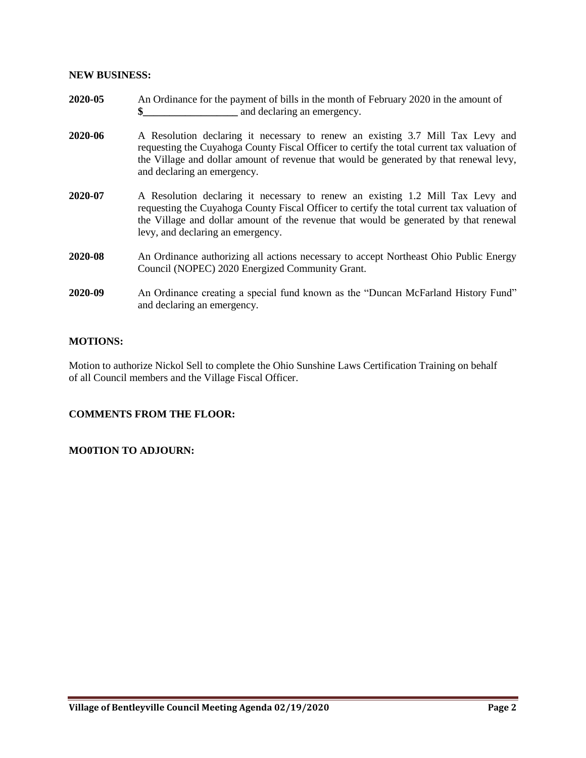**NEW BUSINESS:**

**2020-05** An Ordinance for the payment of bills in the month of February 2020 in the amount of **$__________________** and declaring an emergency.

**2020-06** A Resolution declaring it necessary to renew an existing 3.7 Mill Tax Levy and requesting the Cuyahoga County Fiscal Officer to certify the total current tax valuation of the Village and dollar amount of revenue that would be generated by that renewal levy, and declaring an emergency.

**2020-07** A Resolution declaring it necessary to renew an existing 1.2 Mill Tax Levy and requesting the Cuyahoga County Fiscal Officer to certify the total current tax valuation of the Village and dollar amount of the revenue that would be generated by that renewal levy, and declaring an emergency.

**2020-08** An Ordinance authorizing all actions necessary to accept Northeast Ohio Public Energy Council (NOPEC) 2020 Energized Community Grant.

**2020-09** An Ordinance creating a special fund known as the "Duncan McFarland History Fund" and declaring an emergency.

**MOTIONS:**

Motion to authorize Nickol Sell to complete the Ohio Sunshine Laws Certification Training on behalf of all Council members and the Village Fiscal Officer.

**COMMENTS FROM THE FLOOR:**

**MO0TION TO ADJOURN:**